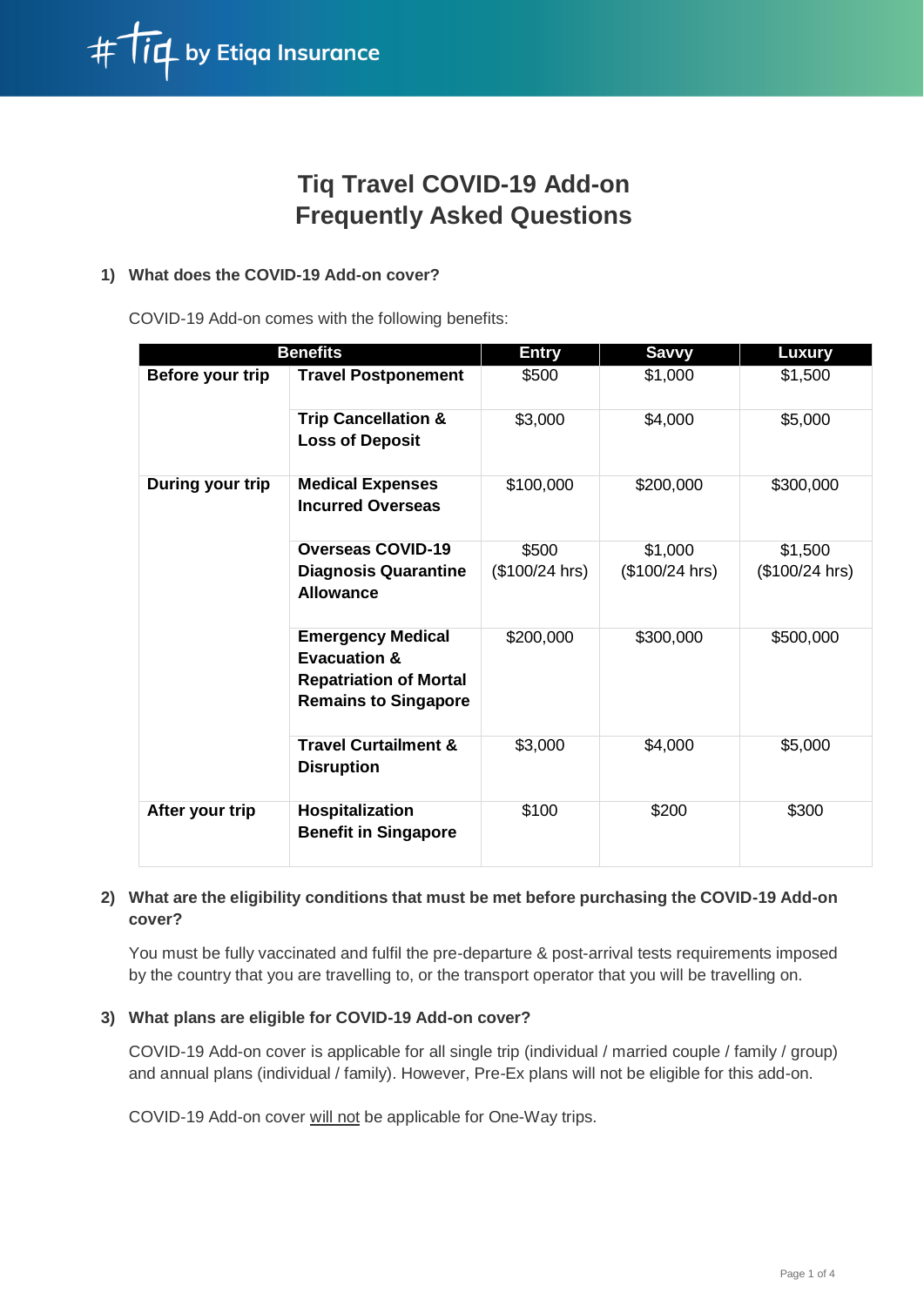# Tiq Travel COVID-19 Add-on Frequently Asked Questions

**1) What does the COVID-19 Add-on cover?**

COVID-19 Add-on comes with the following benefits:

| Benefits | | Entry | Savvy | Luxury |
|---|---|---|---|---|
| **Before your trip** | **Travel Postponement** | $500 | $1,000 | $1,500 |
| | **Trip Cancellation & Loss of Deposit** | $3,000 | $4,000 | $5,000 |
| **During your trip** | **Medical Expenses Incurred Overseas** | $100,000 | $200,000 | $300,000 |
| | **Overseas COVID-19 Diagnosis Quarantine Allowance** | $500 ($100/24 hrs) | $1,000 ($100/24 hrs) | $1,500 ($100/24 hrs) |
| | **Emergency Medical Evacuation & Repatriation of Mortal Remains to Singapore** | $200,000 | $300,000 | $500,000 |
| | **Travel Curtailment & Disruption** | $3,000 | $4,000 | $5,000 |
| **After your trip** | **Hospitalization Benefit in Singapore** | $100 | $200 | $300 |

**2) What are the eligibility conditions that must be met before purchasing the COVID-19 Add-on cover?**

You must be fully vaccinated and fulfil the pre-departure & post-arrival tests requirements imposed by the country that you are travelling to, or the transport operator that you will be travelling on.

**3) What plans are eligible for COVID-19 Add-on cover?**

COVID-19 Add-on cover is applicable for all single trip (individual / married couple / family / group) and annual plans (individual / family). However, Pre-Ex plans will not be eligible for this add-on.

COVID-19 Add-on cover <u>will not</u> be applicable for One-Way trips.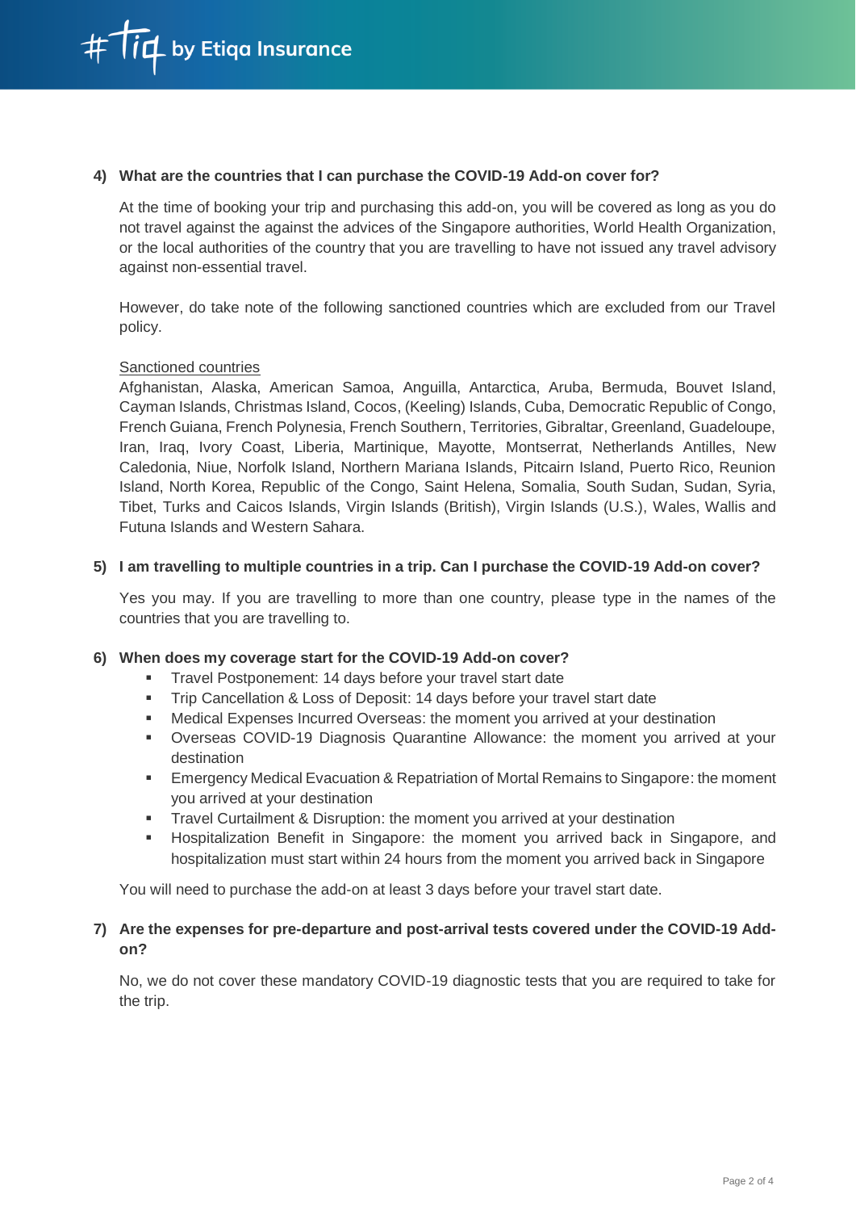**4) What are the countries that I can purchase the COVID-19 Add-on cover for?**

At the time of booking your trip and purchasing this add-on, you will be covered as long as you do not travel against the against the advices of the Singapore authorities, World Health Organization, or the local authorities of the country that you are travelling to have not issued any travel advisory against non-essential travel.

However, do take note of the following sanctioned countries which are excluded from our Travel policy.

Sanctioned countries

Afghanistan, Alaska, American Samoa, Anguilla, Antarctica, Aruba, Bermuda, Bouvet Island, Cayman Islands, Christmas Island, Cocos, (Keeling) Islands, Cuba, Democratic Republic of Congo, French Guiana, French Polynesia, French Southern, Territories, Gibraltar, Greenland, Guadeloupe, Iran, Iraq, Ivory Coast, Liberia, Martinique, Mayotte, Montserrat, Netherlands Antilles, New Caledonia, Niue, Norfolk Island, Northern Mariana Islands, Pitcairn Island, Puerto Rico, Reunion Island, North Korea, Republic of the Congo, Saint Helena, Somalia, South Sudan, Sudan, Syria, Tibet, Turks and Caicos Islands, Virgin Islands (British), Virgin Islands (U.S.), Wales, Wallis and Futuna Islands and Western Sahara.

**5) I am travelling to multiple countries in a trip. Can I purchase the COVID-19 Add-on cover?**

Yes you may. If you are travelling to more than one country, please type in the names of the countries that you are travelling to.

**6) When does my coverage start for the COVID-19 Add-on cover?**

- Travel Postponement: 14 days before your travel start date
- Trip Cancellation & Loss of Deposit: 14 days before your travel start date
- Medical Expenses Incurred Overseas: the moment you arrived at your destination
- Overseas COVID-19 Diagnosis Quarantine Allowance: the moment you arrived at your destination
- Emergency Medical Evacuation & Repatriation of Mortal Remains to Singapore: the moment you arrived at your destination
- Travel Curtailment & Disruption: the moment you arrived at your destination
- Hospitalization Benefit in Singapore: the moment you arrived back in Singapore, and hospitalization must start within 24 hours from the moment you arrived back in Singapore

You will need to purchase the add-on at least 3 days before your travel start date.

**7) Are the expenses for pre-departure and post-arrival tests covered under the COVID-19 Add-on?**

No, we do not cover these mandatory COVID-19 diagnostic tests that you are required to take for the trip.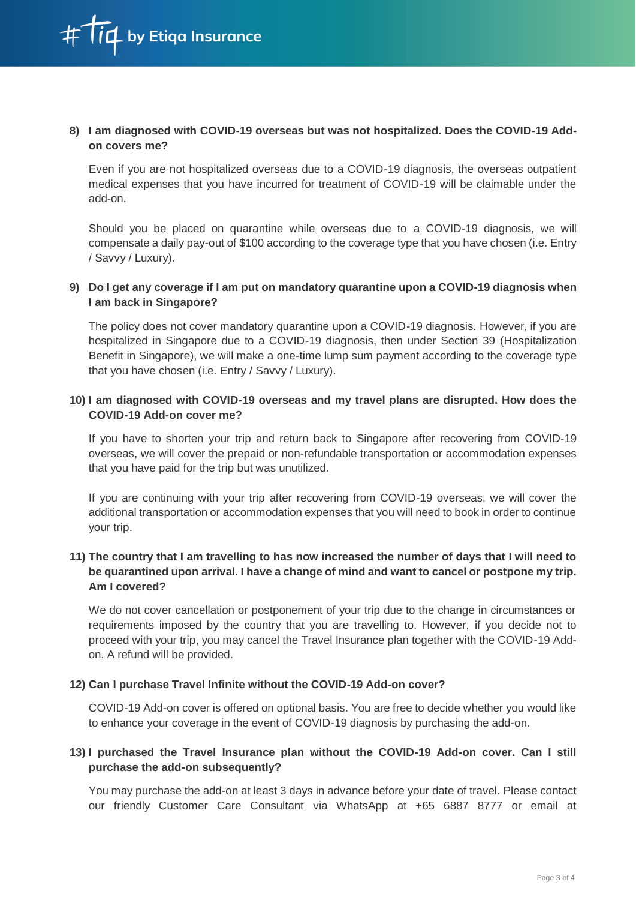**8) I am diagnosed with COVID-19 overseas but was not hospitalized. Does the COVID-19 Add-on covers me?**

Even if you are not hospitalized overseas due to a COVID-19 diagnosis, the overseas outpatient medical expenses that you have incurred for treatment of COVID-19 will be claimable under the add-on.

Should you be placed on quarantine while overseas due to a COVID-19 diagnosis, we will compensate a daily pay-out of $100 according to the coverage type that you have chosen (i.e. Entry / Savvy / Luxury).

**9) Do I get any coverage if I am put on mandatory quarantine upon a COVID-19 diagnosis when I am back in Singapore?**

The policy does not cover mandatory quarantine upon a COVID-19 diagnosis. However, if you are hospitalized in Singapore due to a COVID-19 diagnosis, then under Section 39 (Hospitalization Benefit in Singapore), we will make a one-time lump sum payment according to the coverage type that you have chosen (i.e. Entry / Savvy / Luxury).

**10) I am diagnosed with COVID-19 overseas and my travel plans are disrupted. How does the COVID-19 Add-on cover me?**

If you have to shorten your trip and return back to Singapore after recovering from COVID-19 overseas, we will cover the prepaid or non-refundable transportation or accommodation expenses that you have paid for the trip but was unutilized.

If you are continuing with your trip after recovering from COVID-19 overseas, we will cover the additional transportation or accommodation expenses that you will need to book in order to continue your trip.

**11) The country that I am travelling to has now increased the number of days that I will need to be quarantined upon arrival. I have a change of mind and want to cancel or postpone my trip. Am I covered?**

We do not cover cancellation or postponement of your trip due to the change in circumstances or requirements imposed by the country that you are travelling to. However, if you decide not to proceed with your trip, you may cancel the Travel Insurance plan together with the COVID-19 Add-on. A refund will be provided.

**12) Can I purchase Travel Infinite without the COVID-19 Add-on cover?**

COVID-19 Add-on cover is offered on optional basis. You are free to decide whether you would like to enhance your coverage in the event of COVID-19 diagnosis by purchasing the add-on.

**13) I purchased the Travel Insurance plan without the COVID-19 Add-on cover. Can I still purchase the add-on subsequently?**

You may purchase the add-on at least 3 days in advance before your date of travel. Please contact our friendly Customer Care Consultant via WhatsApp at +65 6887 8777 or email at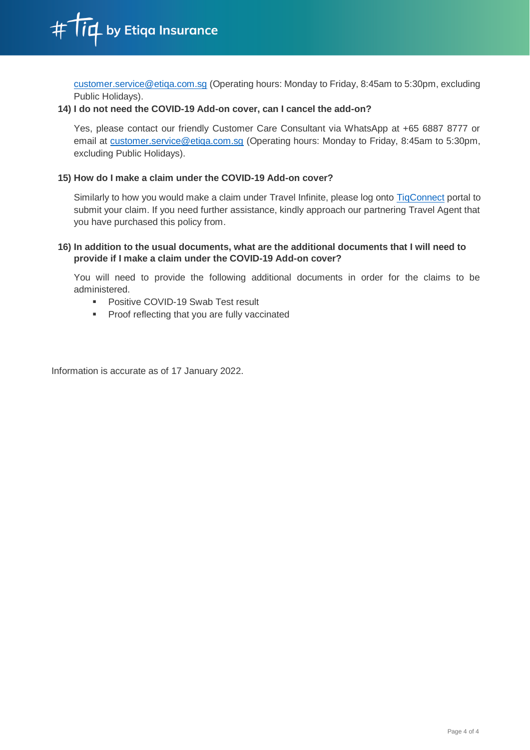customer.service@etiqa.com.sg (Operating hours: Monday to Friday, 8:45am to 5:30pm, excluding Public Holidays).

**14) I do not need the COVID-19 Add-on cover, can I cancel the add-on?**

Yes, please contact our friendly Customer Care Consultant via WhatsApp at +65 6887 8777 or email at customer.service@etiqa.com.sg (Operating hours: Monday to Friday, 8:45am to 5:30pm, excluding Public Holidays).

**15) How do I make a claim under the COVID-19 Add-on cover?**

Similarly to how you would make a claim under Travel Infinite, please log onto TiqConnect portal to submit your claim. If you need further assistance, kindly approach our partnering Travel Agent that you have purchased this policy from.

**16) In addition to the usual documents, what are the additional documents that I will need to provide if I make a claim under the COVID-19 Add-on cover?**

You will need to provide the following additional documents in order for the claims to be administered.

- Positive COVID-19 Swab Test result
- Proof reflecting that you are fully vaccinated

Information is accurate as of 17 January 2022.